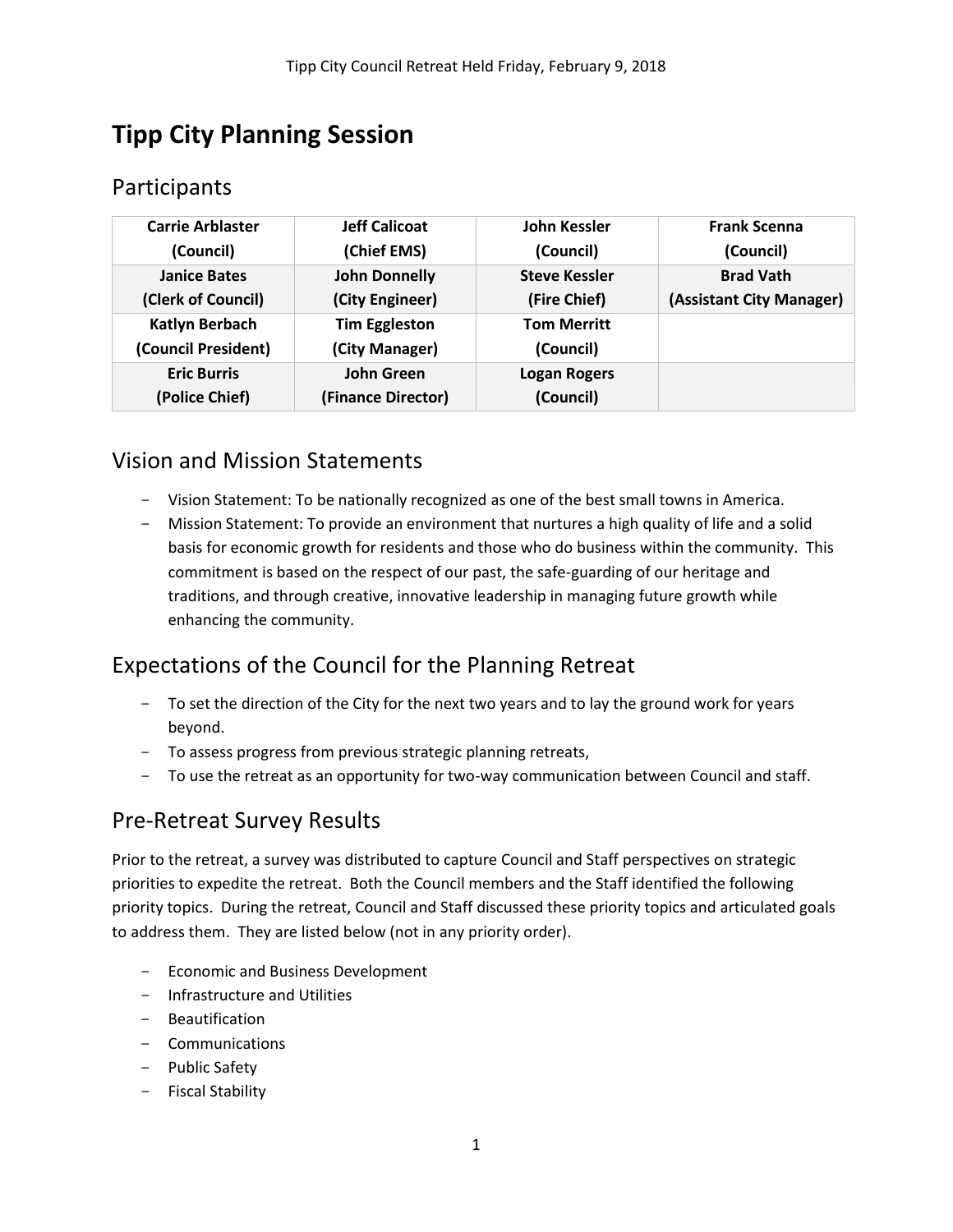# Tipp City Planning Session

## Participants

| Carrie Arblaster (Council) | Jeff Calicoat (Chief EMS) | John Kessler (Council) | Frank Scenna (Council) |
|---|---|---|---|
| Janice Bates (Clerk of Council) | John Donnelly (City Engineer) | Steve Kessler (Fire Chief) | Brad Vath (Assistant City Manager) |
| Katlyn Berbach (Council President) | Tim Eggleston (City Manager) | Tom Merritt (Council) | |
| Eric Burris (Police Chief) | John Green (Finance Director) | Logan Rogers (Council) | |

## Vision and Mission Statements

- Vision Statement: To be nationally recognized as one of the best small towns in America.
- Mission Statement: To provide an environment that nurtures a high quality of life and a solid basis for economic growth for residents and those who do business within the community. This commitment is based on the respect of our past, the safe-guarding of our heritage and traditions, and through creative, innovative leadership in managing future growth while enhancing the community.

## Expectations of the Council for the Planning Retreat

- To set the direction of the City for the next two years and to lay the ground work for years beyond.
- To assess progress from previous strategic planning retreats,
- To use the retreat as an opportunity for two-way communication between Council and staff.

## Pre-Retreat Survey Results

Prior to the retreat, a survey was distributed to capture Council and Staff perspectives on strategic priorities to expedite the retreat. Both the Council members and the Staff identified the following priority topics. During the retreat, Council and Staff discussed these priority topics and articulated goals to address them. They are listed below (not in any priority order).

- Economic and Business Development
- Infrastructure and Utilities
- Beautification
- Communications
- Public Safety
- Fiscal Stability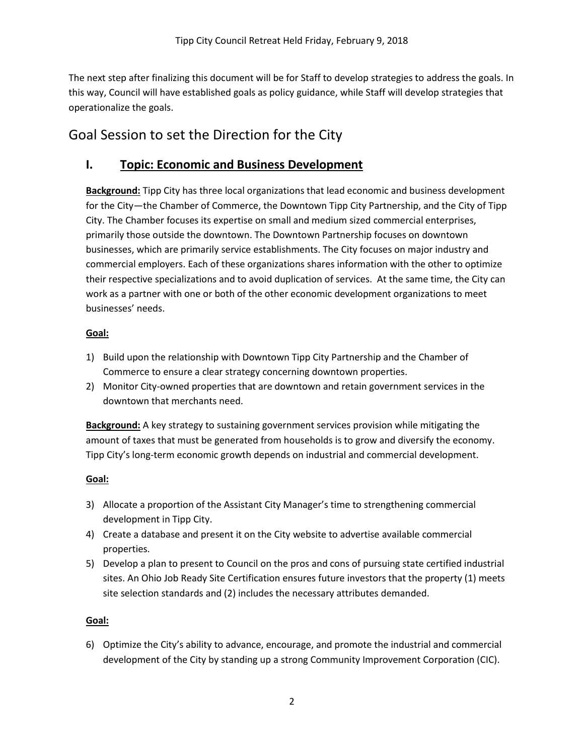The next step after finalizing this document will be for Staff to develop strategies to address the goals. In this way, Council will have established goals as policy guidance, while Staff will develop strategies that operationalize the goals.

## Goal Session to set the Direction for the City

### I. Topic: Economic and Business Development

**Background:** Tipp City has three local organizations that lead economic and business development for the City—the Chamber of Commerce, the Downtown Tipp City Partnership, and the City of Tipp City. The Chamber focuses its expertise on small and medium sized commercial enterprises, primarily those outside the downtown. The Downtown Partnership focuses on downtown businesses, which are primarily service establishments. The City focuses on major industry and commercial employers. Each of these organizations shares information with the other to optimize their respective specializations and to avoid duplication of services. At the same time, the City can work as a partner with one or both of the other economic development organizations to meet businesses' needs.

**Goal:**

1) Build upon the relationship with Downtown Tipp City Partnership and the Chamber of Commerce to ensure a clear strategy concerning downtown properties.
2) Monitor City-owned properties that are downtown and retain government services in the downtown that merchants need.

**Background:** A key strategy to sustaining government services provision while mitigating the amount of taxes that must be generated from households is to grow and diversify the economy. Tipp City's long-term economic growth depends on industrial and commercial development.

**Goal:**

3) Allocate a proportion of the Assistant City Manager's time to strengthening commercial development in Tipp City.
4) Create a database and present it on the City website to advertise available commercial properties.
5) Develop a plan to present to Council on the pros and cons of pursuing state certified industrial sites. An Ohio Job Ready Site Certification ensures future investors that the property (1) meets site selection standards and (2) includes the necessary attributes demanded.

**Goal:**

6) Optimize the City's ability to advance, encourage, and promote the industrial and commercial development of the City by standing up a strong Community Improvement Corporation (CIC).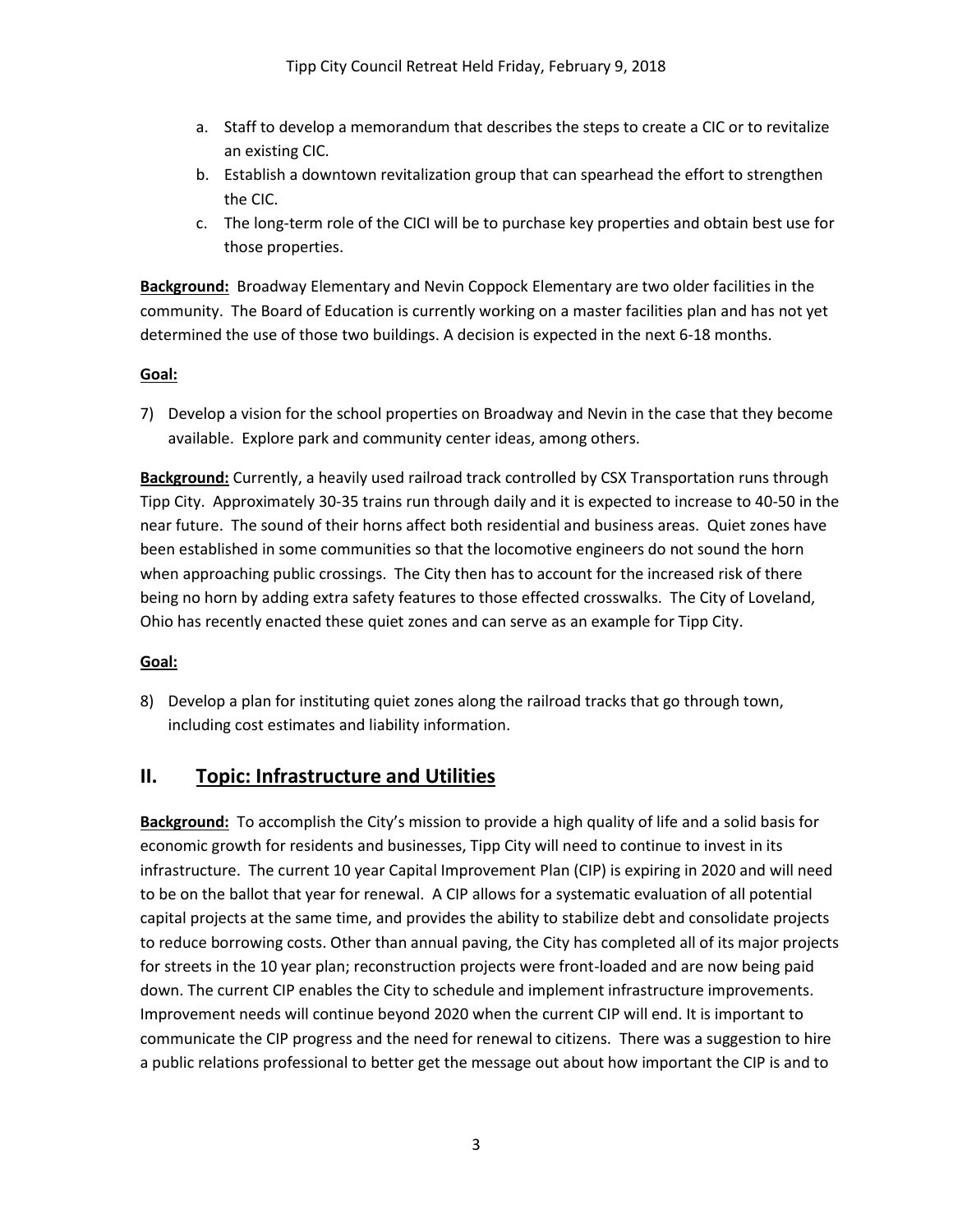a. Staff to develop a memorandum that describes the steps to create a CIC or to revitalize an existing CIC.
b. Establish a downtown revitalization group that can spearhead the effort to strengthen the CIC.
c. The long-term role of the CICI will be to purchase key properties and obtain best use for those properties.

**Background:** Broadway Elementary and Nevin Coppock Elementary are two older facilities in the community. The Board of Education is currently working on a master facilities plan and has not yet determined the use of those two buildings. A decision is expected in the next 6-18 months.

**Goal:**

7) Develop a vision for the school properties on Broadway and Nevin in the case that they become available. Explore park and community center ideas, among others.

**Background:** Currently, a heavily used railroad track controlled by CSX Transportation runs through Tipp City. Approximately 30-35 trains run through daily and it is expected to increase to 40-50 in the near future. The sound of their horns affect both residential and business areas. Quiet zones have been established in some communities so that the locomotive engineers do not sound the horn when approaching public crossings. The City then has to account for the increased risk of there being no horn by adding extra safety features to those effected crosswalks. The City of Loveland, Ohio has recently enacted these quiet zones and can serve as an example for Tipp City.

**Goal:**

8) Develop a plan for instituting quiet zones along the railroad tracks that go through town, including cost estimates and liability information.

## II. Topic: Infrastructure and Utilities

**Background:** To accomplish the City's mission to provide a high quality of life and a solid basis for economic growth for residents and businesses, Tipp City will need to continue to invest in its infrastructure. The current 10 year Capital Improvement Plan (CIP) is expiring in 2020 and will need to be on the ballot that year for renewal. A CIP allows for a systematic evaluation of all potential capital projects at the same time, and provides the ability to stabilize debt and consolidate projects to reduce borrowing costs. Other than annual paving, the City has completed all of its major projects for streets in the 10 year plan; reconstruction projects were front-loaded and are now being paid down. The current CIP enables the City to schedule and implement infrastructure improvements. Improvement needs will continue beyond 2020 when the current CIP will end. It is important to communicate the CIP progress and the need for renewal to citizens. There was a suggestion to hire a public relations professional to better get the message out about how important the CIP is and to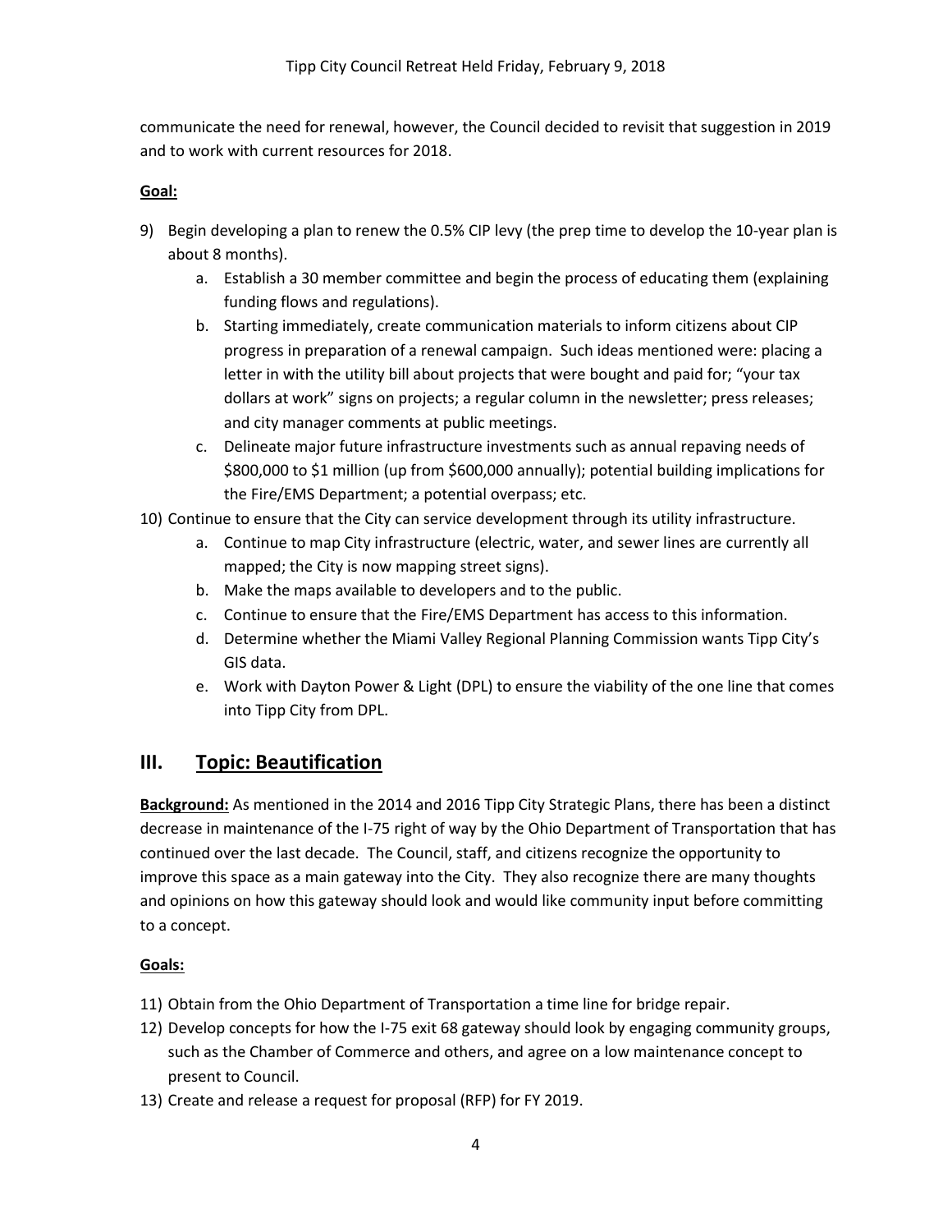communicate the need for renewal, however, the Council decided to revisit that suggestion in 2019 and to work with current resources for 2018.

**Goal:**

9) Begin developing a plan to renew the 0.5% CIP levy (the prep time to develop the 10-year plan is about 8 months).
   a. Establish a 30 member committee and begin the process of educating them (explaining funding flows and regulations).
   b. Starting immediately, create communication materials to inform citizens about CIP progress in preparation of a renewal campaign. Such ideas mentioned were: placing a letter in with the utility bill about projects that were bought and paid for; "your tax dollars at work" signs on projects; a regular column in the newsletter; press releases; and city manager comments at public meetings.
   c. Delineate major future infrastructure investments such as annual repaving needs of $800,000 to $1 million (up from $600,000 annually); potential building implications for the Fire/EMS Department; a potential overpass; etc.

10) Continue to ensure that the City can service development through its utility infrastructure.
   a. Continue to map City infrastructure (electric, water, and sewer lines are currently all mapped; the City is now mapping street signs).
   b. Make the maps available to developers and to the public.
   c. Continue to ensure that the Fire/EMS Department has access to this information.
   d. Determine whether the Miami Valley Regional Planning Commission wants Tipp City's GIS data.
   e. Work with Dayton Power & Light (DPL) to ensure the viability of the one line that comes into Tipp City from DPL.

## III. Topic: Beautification

**Background:** As mentioned in the 2014 and 2016 Tipp City Strategic Plans, there has been a distinct decrease in maintenance of the I-75 right of way by the Ohio Department of Transportation that has continued over the last decade. The Council, staff, and citizens recognize the opportunity to improve this space as a main gateway into the City. They also recognize there are many thoughts and opinions on how this gateway should look and would like community input before committing to a concept.

**Goals:**

11) Obtain from the Ohio Department of Transportation a time line for bridge repair.
12) Develop concepts for how the I-75 exit 68 gateway should look by engaging community groups, such as the Chamber of Commerce and others, and agree on a low maintenance concept to present to Council.
13) Create and release a request for proposal (RFP) for FY 2019.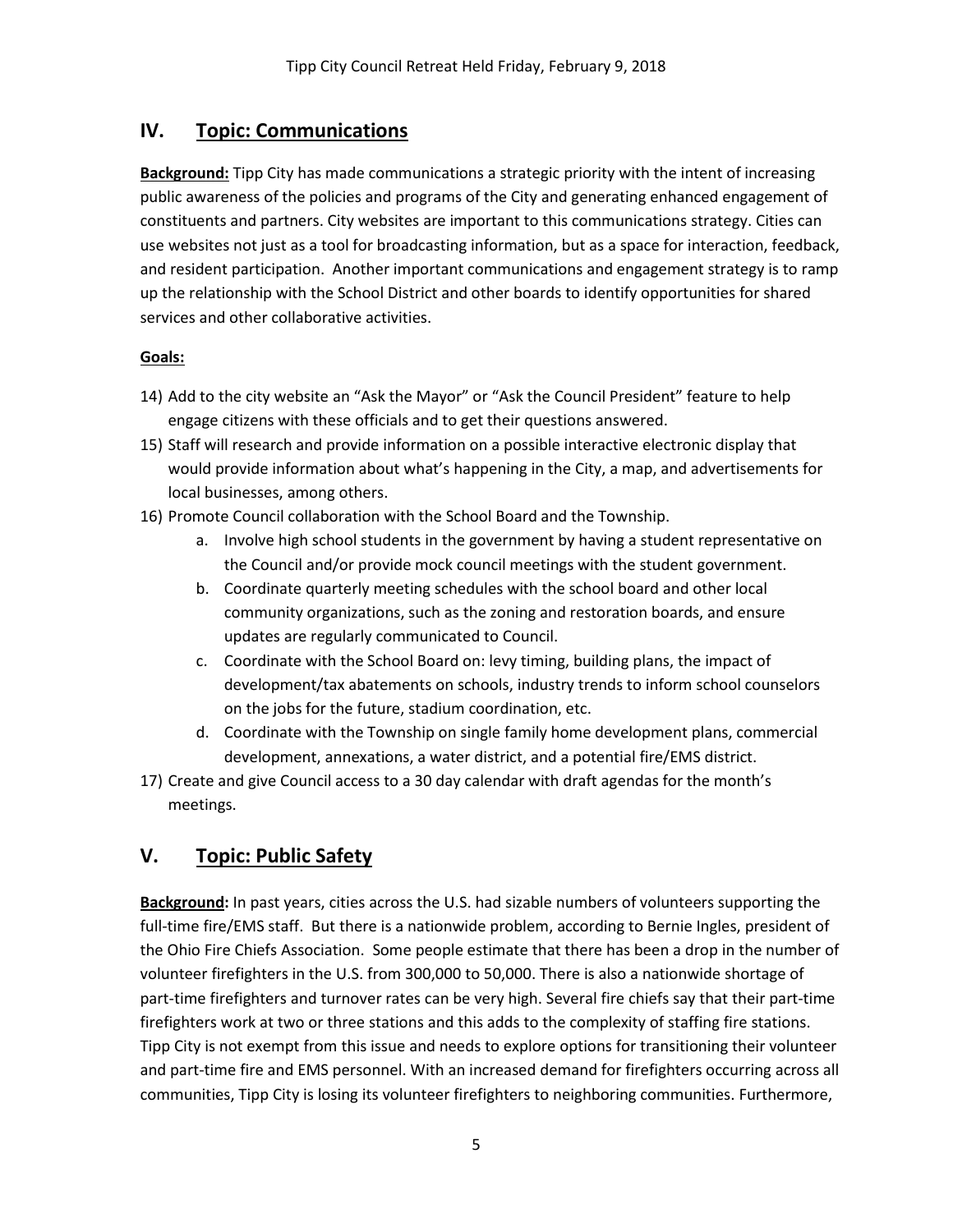## IV. Topic: Communications

**Background:** Tipp City has made communications a strategic priority with the intent of increasing public awareness of the policies and programs of the City and generating enhanced engagement of constituents and partners. City websites are important to this communications strategy. Cities can use websites not just as a tool for broadcasting information, but as a space for interaction, feedback, and resident participation. Another important communications and engagement strategy is to ramp up the relationship with the School District and other boards to identify opportunities for shared services and other collaborative activities.

**Goals:**

14) Add to the city website an "Ask the Mayor" or "Ask the Council President" feature to help engage citizens with these officials and to get their questions answered.
15) Staff will research and provide information on a possible interactive electronic display that would provide information about what's happening in the City, a map, and advertisements for local businesses, among others.
16) Promote Council collaboration with the School Board and the Township.
    a. Involve high school students in the government by having a student representative on the Council and/or provide mock council meetings with the student government.
    b. Coordinate quarterly meeting schedules with the school board and other local community organizations, such as the zoning and restoration boards, and ensure updates are regularly communicated to Council.
    c. Coordinate with the School Board on: levy timing, building plans, the impact of development/tax abatements on schools, industry trends to inform school counselors on the jobs for the future, stadium coordination, etc.
    d. Coordinate with the Township on single family home development plans, commercial development, annexations, a water district, and a potential fire/EMS district.
17) Create and give Council access to a 30 day calendar with draft agendas for the month's meetings.

## V. Topic: Public Safety

**Background:** In past years, cities across the U.S. had sizable numbers of volunteers supporting the full-time fire/EMS staff. But there is a nationwide problem, according to Bernie Ingles, president of the Ohio Fire Chiefs Association. Some people estimate that there has been a drop in the number of volunteer firefighters in the U.S. from 300,000 to 50,000. There is also a nationwide shortage of part-time firefighters and turnover rates can be very high. Several fire chiefs say that their part-time firefighters work at two or three stations and this adds to the complexity of staffing fire stations. Tipp City is not exempt from this issue and needs to explore options for transitioning their volunteer and part-time fire and EMS personnel. With an increased demand for firefighters occurring across all communities, Tipp City is losing its volunteer firefighters to neighboring communities. Furthermore,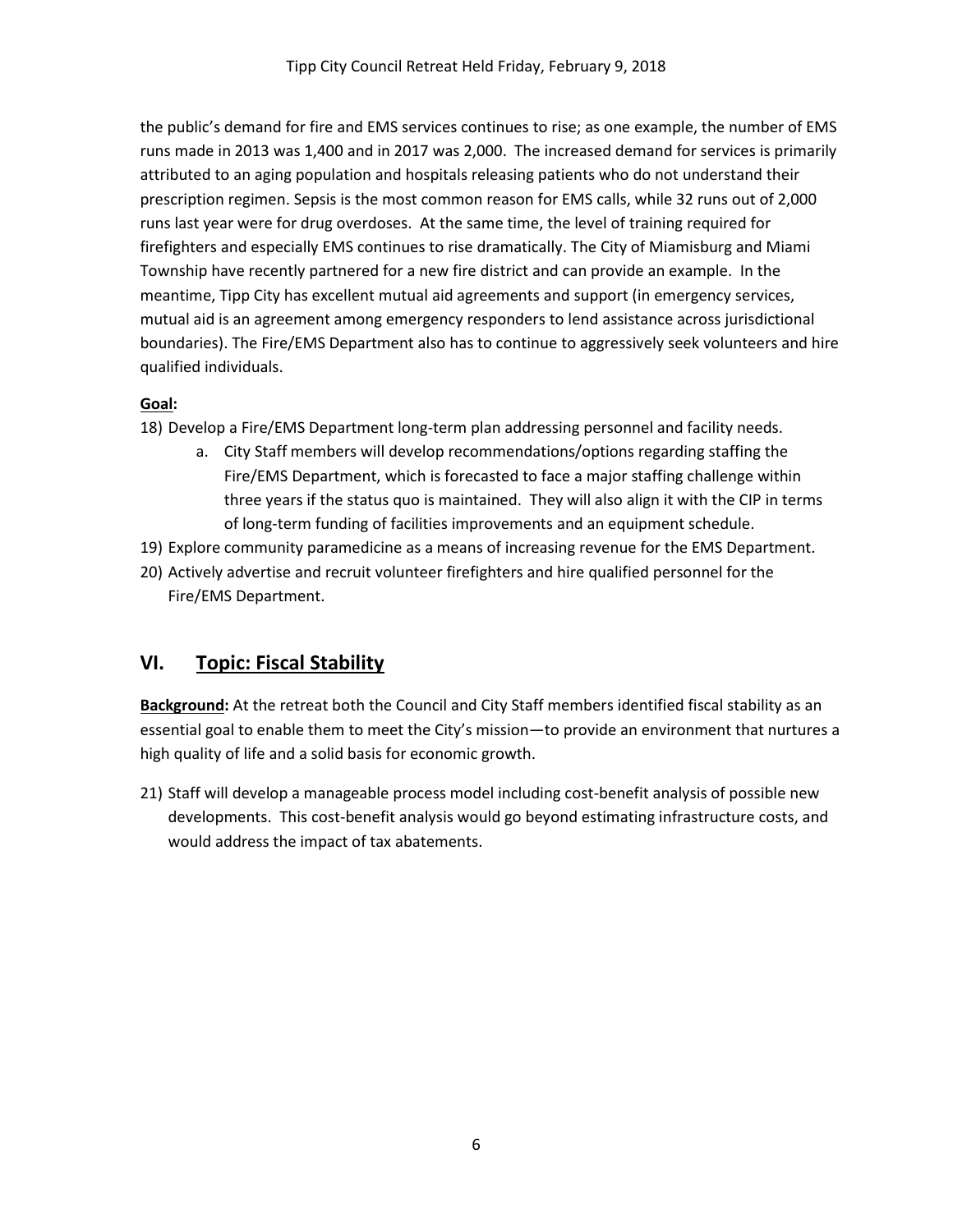the public's demand for fire and EMS services continues to rise; as one example, the number of EMS runs made in 2013 was 1,400 and in 2017 was 2,000. The increased demand for services is primarily attributed to an aging population and hospitals releasing patients who do not understand their prescription regimen. Sepsis is the most common reason for EMS calls, while 32 runs out of 2,000 runs last year were for drug overdoses. At the same time, the level of training required for firefighters and especially EMS continues to rise dramatically. The City of Miamisburg and Miami Township have recently partnered for a new fire district and can provide an example. In the meantime, Tipp City has excellent mutual aid agreements and support (in emergency services, mutual aid is an agreement among emergency responders to lend assistance across jurisdictional boundaries). The Fire/EMS Department also has to continue to aggressively seek volunteers and hire qualified individuals.

**Goal:**

18) Develop a Fire/EMS Department long-term plan addressing personnel and facility needs.
    a. City Staff members will develop recommendations/options regarding staffing the Fire/EMS Department, which is forecasted to face a major staffing challenge within three years if the status quo is maintained. They will also align it with the CIP in terms of long-term funding of facilities improvements and an equipment schedule.
19) Explore community paramedicine as a means of increasing revenue for the EMS Department.
20) Actively advertise and recruit volunteer firefighters and hire qualified personnel for the Fire/EMS Department.

## VI. Topic: Fiscal Stability

**Background:** At the retreat both the Council and City Staff members identified fiscal stability as an essential goal to enable them to meet the City's mission—to provide an environment that nurtures a high quality of life and a solid basis for economic growth.

21) Staff will develop a manageable process model including cost-benefit analysis of possible new developments. This cost-benefit analysis would go beyond estimating infrastructure costs, and would address the impact of tax abatements.